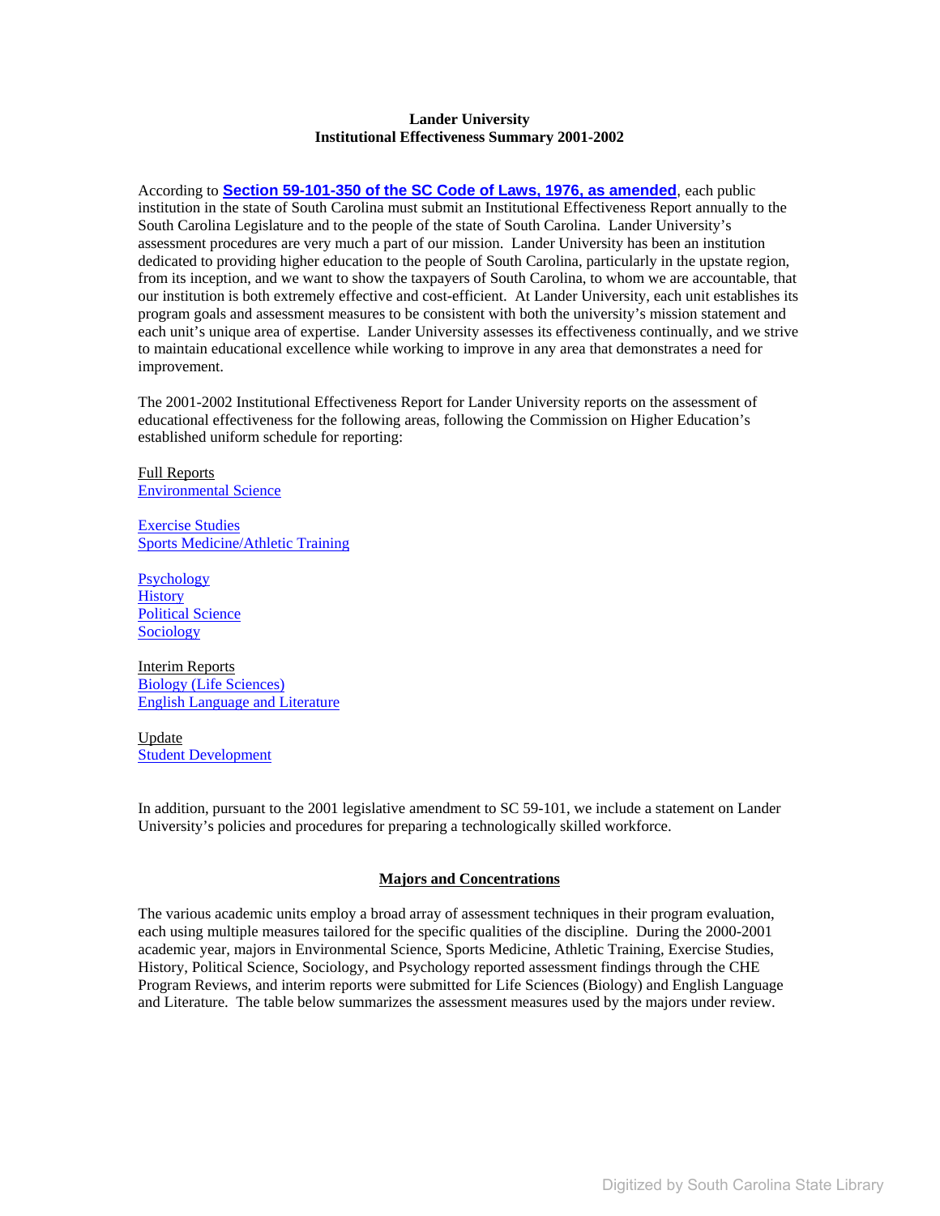**Lander University**
**Institutional Effectiveness Summary 2001-2002**

According to **Section 59-101-350 of the SC Code of Laws, 1976, as amended**, each public institution in the state of South Carolina must submit an Institutional Effectiveness Report annually to the South Carolina Legislature and to the people of the state of South Carolina. Lander University's assessment procedures are very much a part of our mission. Lander University has been an institution dedicated to providing higher education to the people of South Carolina, particularly in the upstate region, from its inception, and we want to show the taxpayers of South Carolina, to whom we are accountable, that our institution is both extremely effective and cost-efficient. At Lander University, each unit establishes its program goals and assessment measures to be consistent with both the university's mission statement and each unit's unique area of expertise. Lander University assesses its effectiveness continually, and we strive to maintain educational excellence while working to improve in any area that demonstrates a need for improvement.

The 2001-2002 Institutional Effectiveness Report for Lander University reports on the assessment of educational effectiveness for the following areas, following the Commission on Higher Education's established uniform schedule for reporting:

Full Reports
Environmental Science

Exercise Studies
Sports Medicine/Athletic Training

Psychology
History
Political Science
Sociology

Interim Reports
Biology (Life Sciences)
English Language and Literature

Update
Student Development

In addition, pursuant to the 2001 legislative amendment to SC 59-101, we include a statement on Lander University's policies and procedures for preparing a technologically skilled workforce.

## Majors and Concentrations

The various academic units employ a broad array of assessment techniques in their program evaluation, each using multiple measures tailored for the specific qualities of the discipline. During the 2000-2001 academic year, majors in Environmental Science, Sports Medicine, Athletic Training, Exercise Studies, History, Political Science, Sociology, and Psychology reported assessment findings through the CHE Program Reviews, and interim reports were submitted for Life Sciences (Biology) and English Language and Literature. The table below summarizes the assessment measures used by the majors under review.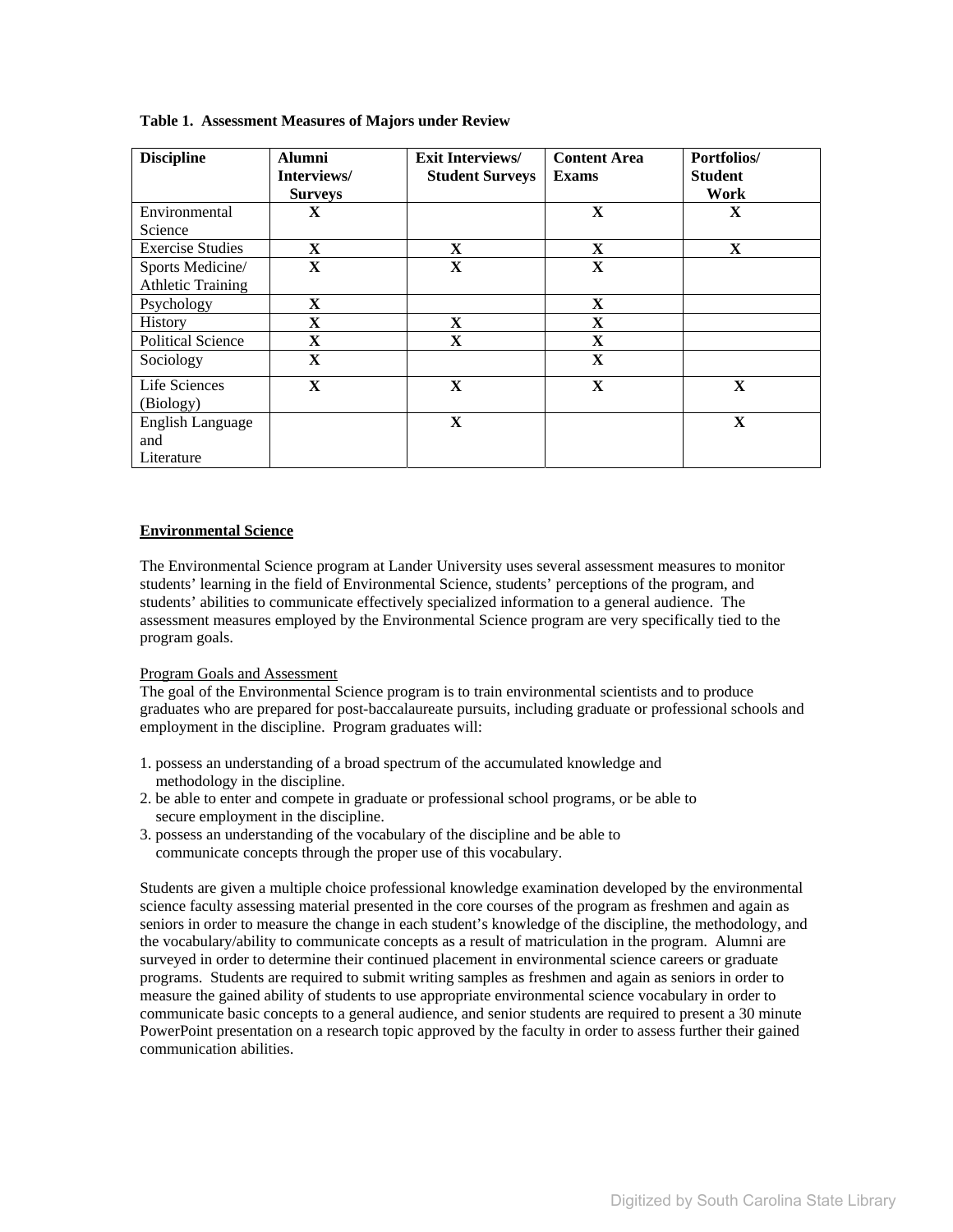**Table 1. Assessment Measures of Majors under Review**

| Discipline | Alumni Interviews/ Surveys | Exit Interviews/ Student Surveys | Content Area Exams | Portfolios/ Student Work |
|---|---|---|---|---|
| Environmental Science | X | | X | X |
| Exercise Studies | X | X | X | X |
| Sports Medicine/ Athletic Training | X | X | X | |
| Psychology | X | | X | |
| History | X | X | X | |
| Political Science | X | X | X | |
| Sociology | X | | X | |
| Life Sciences (Biology) | X | X | X | X |
| English Language and Literature | | X | | X |

## Environmental Science

The Environmental Science program at Lander University uses several assessment measures to monitor students' learning in the field of Environmental Science, students' perceptions of the program, and students' abilities to communicate effectively specialized information to a general audience. The assessment measures employed by the Environmental Science program are very specifically tied to the program goals.

### Program Goals and Assessment

The goal of the Environmental Science program is to train environmental scientists and to produce graduates who are prepared for post-baccalaureate pursuits, including graduate or professional schools and employment in the discipline. Program graduates will:

1. possess an understanding of a broad spectrum of the accumulated knowledge and methodology in the discipline.
2. be able to enter and compete in graduate or professional school programs, or be able to secure employment in the discipline.
3. possess an understanding of the vocabulary of the discipline and be able to communicate concepts through the proper use of this vocabulary.

Students are given a multiple choice professional knowledge examination developed by the environmental science faculty assessing material presented in the core courses of the program as freshmen and again as seniors in order to measure the change in each student's knowledge of the discipline, the methodology, and the vocabulary/ability to communicate concepts as a result of matriculation in the program. Alumni are surveyed in order to determine their continued placement in environmental science careers or graduate programs. Students are required to submit writing samples as freshmen and again as seniors in order to measure the gained ability of students to use appropriate environmental science vocabulary in order to communicate basic concepts to a general audience, and senior students are required to present a 30 minute PowerPoint presentation on a research topic approved by the faculty in order to assess further their gained communication abilities.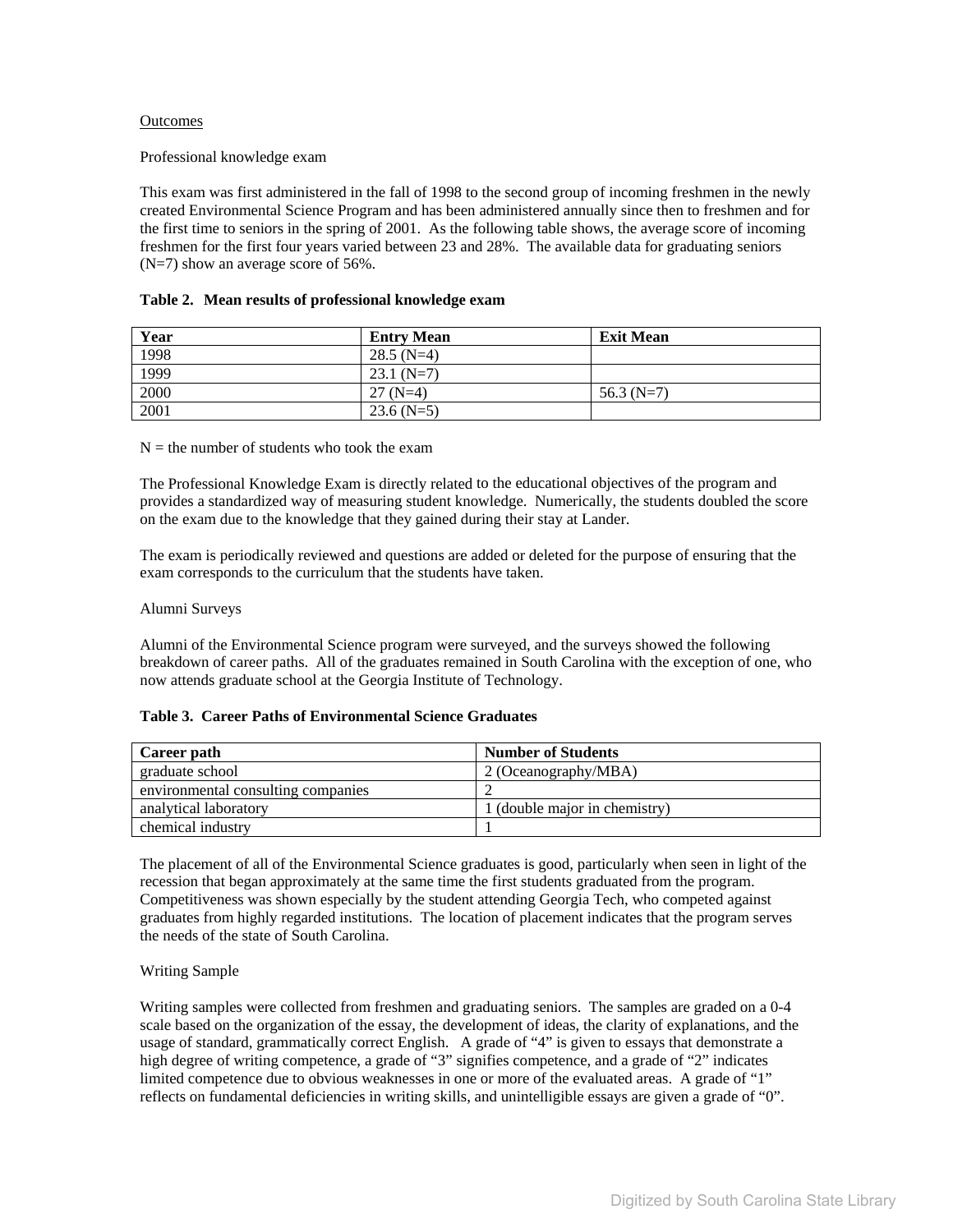Outcomes

Professional knowledge exam

This exam was first administered in the fall of 1998 to the second group of incoming freshmen in the newly created Environmental Science Program and has been administered annually since then to freshmen and for the first time to seniors in the spring of 2001. As the following table shows, the average score of incoming freshmen for the first four years varied between 23 and 28%. The available data for graduating seniors (N=7) show an average score of 56%.

**Table 2. Mean results of professional knowledge exam**

| Year | Entry Mean | Exit Mean |
|---|---|---|
| 1998 | 28.5 (N=4) | |
| 1999 | 23.1 (N=7) | |
| 2000 | 27 (N=4) | 56.3 (N=7) |
| 2001 | 23.6 (N=5) | |

N = the number of students who took the exam

The Professional Knowledge Exam is directly related to the educational objectives of the program and provides a standardized way of measuring student knowledge. Numerically, the students doubled the score on the exam due to the knowledge that they gained during their stay at Lander.

The exam is periodically reviewed and questions are added or deleted for the purpose of ensuring that the exam corresponds to the curriculum that the students have taken.

Alumni Surveys

Alumni of the Environmental Science program were surveyed, and the surveys showed the following breakdown of career paths. All of the graduates remained in South Carolina with the exception of one, who now attends graduate school at the Georgia Institute of Technology.

**Table 3. Career Paths of Environmental Science Graduates**

| Career path | Number of Students |
|---|---|
| graduate school | 2 (Oceanography/MBA) |
| environmental consulting companies | 2 |
| analytical laboratory | 1 (double major in chemistry) |
| chemical industry | 1 |

The placement of all of the Environmental Science graduates is good, particularly when seen in light of the recession that began approximately at the same time the first students graduated from the program. Competitiveness was shown especially by the student attending Georgia Tech, who competed against graduates from highly regarded institutions. The location of placement indicates that the program serves the needs of the state of South Carolina.

Writing Sample

Writing samples were collected from freshmen and graduating seniors. The samples are graded on a 0-4 scale based on the organization of the essay, the development of ideas, the clarity of explanations, and the usage of standard, grammatically correct English. A grade of "4" is given to essays that demonstrate a high degree of writing competence, a grade of "3" signifies competence, and a grade of "2" indicates limited competence due to obvious weaknesses in one or more of the evaluated areas. A grade of "1" reflects on fundamental deficiencies in writing skills, and unintelligible essays are given a grade of "0".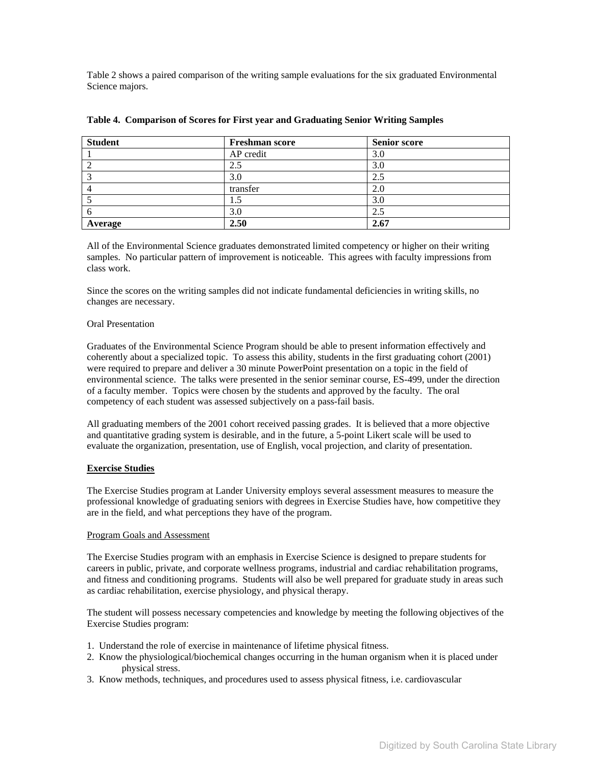Table 2 shows a paired comparison of the writing sample evaluations for the six graduated Environmental Science majors.

**Table 4. Comparison of Scores for First year and Graduating Senior Writing Samples**

| Student | Freshman score | Senior score |
|---|---|---|
| 1 | AP credit | 3.0 |
| 2 | 2.5 | 3.0 |
| 3 | 3.0 | 2.5 |
| 4 | transfer | 2.0 |
| 5 | 1.5 | 3.0 |
| 6 | 3.0 | 2.5 |
| **Average** | **2.50** | **2.67** |

All of the Environmental Science graduates demonstrated limited competency or higher on their writing samples. No particular pattern of improvement is noticeable. This agrees with faculty impressions from class work.

Since the scores on the writing samples did not indicate fundamental deficiencies in writing skills, no changes are necessary.

Oral Presentation

Graduates of the Environmental Science Program should be able to present information effectively and coherently about a specialized topic. To assess this ability, students in the first graduating cohort (2001) were required to prepare and deliver a 30 minute PowerPoint presentation on a topic in the field of environmental science. The talks were presented in the senior seminar course, ES-499, under the direction of a faculty member. Topics were chosen by the students and approved by the faculty. The oral competency of each student was assessed subjectively on a pass-fail basis.

All graduating members of the 2001 cohort received passing grades. It is believed that a more objective and quantitative grading system is desirable, and in the future, a 5-point Likert scale will be used to evaluate the organization, presentation, use of English, vocal projection, and clarity of presentation.

## Exercise Studies

The Exercise Studies program at Lander University employs several assessment measures to measure the professional knowledge of graduating seniors with degrees in Exercise Studies have, how competitive they are in the field, and what perceptions they have of the program.

### Program Goals and Assessment

The Exercise Studies program with an emphasis in Exercise Science is designed to prepare students for careers in public, private, and corporate wellness programs, industrial and cardiac rehabilitation programs, and fitness and conditioning programs. Students will also be well prepared for graduate study in areas such as cardiac rehabilitation, exercise physiology, and physical therapy.

The student will possess necessary competencies and knowledge by meeting the following objectives of the Exercise Studies program:

1. Understand the role of exercise in maintenance of lifetime physical fitness.
2. Know the physiological/biochemical changes occurring in the human organism when it is placed under physical stress.
3. Know methods, techniques, and procedures used to assess physical fitness, i.e. cardiovascular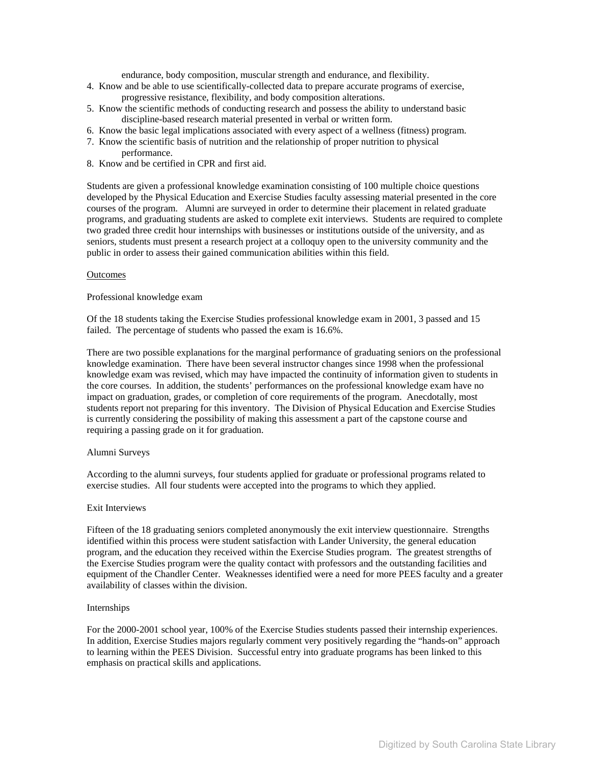endurance, body composition, muscular strength and endurance, and flexibility.

4. Know and be able to use scientifically-collected data to prepare accurate programs of exercise, progressive resistance, flexibility, and body composition alterations.
5. Know the scientific methods of conducting research and possess the ability to understand basic discipline-based research material presented in verbal or written form.
6. Know the basic legal implications associated with every aspect of a wellness (fitness) program.
7. Know the scientific basis of nutrition and the relationship of proper nutrition to physical performance.
8. Know and be certified in CPR and first aid.

Students are given a professional knowledge examination consisting of 100 multiple choice questions developed by the Physical Education and Exercise Studies faculty assessing material presented in the core courses of the program. Alumni are surveyed in order to determine their placement in related graduate programs, and graduating students are asked to complete exit interviews. Students are required to complete two graded three credit hour internships with businesses or institutions outside of the university, and as seniors, students must present a research project at a colloquy open to the university community and the public in order to assess their gained communication abilities within this field.

Outcomes

Professional knowledge exam

Of the 18 students taking the Exercise Studies professional knowledge exam in 2001, 3 passed and 15 failed. The percentage of students who passed the exam is 16.6%.

There are two possible explanations for the marginal performance of graduating seniors on the professional knowledge examination. There have been several instructor changes since 1998 when the professional knowledge exam was revised, which may have impacted the continuity of information given to students in the core courses. In addition, the students' performances on the professional knowledge exam have no impact on graduation, grades, or completion of core requirements of the program. Anecdotally, most students report not preparing for this inventory. The Division of Physical Education and Exercise Studies is currently considering the possibility of making this assessment a part of the capstone course and requiring a passing grade on it for graduation.

Alumni Surveys

According to the alumni surveys, four students applied for graduate or professional programs related to exercise studies. All four students were accepted into the programs to which they applied.

Exit Interviews

Fifteen of the 18 graduating seniors completed anonymously the exit interview questionnaire. Strengths identified within this process were student satisfaction with Lander University, the general education program, and the education they received within the Exercise Studies program. The greatest strengths of the Exercise Studies program were the quality contact with professors and the outstanding facilities and equipment of the Chandler Center. Weaknesses identified were a need for more PEES faculty and a greater availability of classes within the division.

Internships

For the 2000-2001 school year, 100% of the Exercise Studies students passed their internship experiences. In addition, Exercise Studies majors regularly comment very positively regarding the "hands-on" approach to learning within the PEES Division. Successful entry into graduate programs has been linked to this emphasis on practical skills and applications.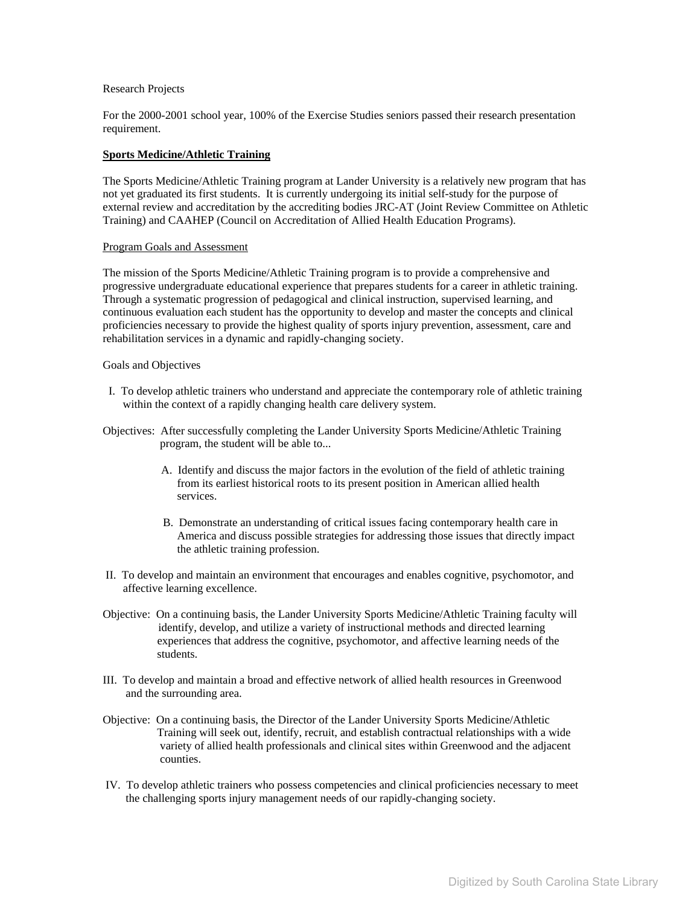Research Projects

For the 2000-2001 school year, 100% of the Exercise Studies seniors passed their research presentation requirement.

## **Sports Medicine/Athletic Training**

The Sports Medicine/Athletic Training program at Lander University is a relatively new program that has not yet graduated its first students. It is currently undergoing its initial self-study for the purpose of external review and accreditation by the accrediting bodies JRC-AT (Joint Review Committee on Athletic Training) and CAAHEP (Council on Accreditation of Allied Health Education Programs).

### Program Goals and Assessment

The mission of the Sports Medicine/Athletic Training program is to provide a comprehensive and progressive undergraduate educational experience that prepares students for a career in athletic training. Through a systematic progression of pedagogical and clinical instruction, supervised learning, and continuous evaluation each student has the opportunity to develop and master the concepts and clinical proficiencies necessary to provide the highest quality of sports injury prevention, assessment, care and rehabilitation services in a dynamic and rapidly-changing society.

Goals and Objectives

I. To develop athletic trainers who understand and appreciate the contemporary role of athletic training within the context of a rapidly changing health care delivery system.

Objectives: After successfully completing the Lander University Sports Medicine/Athletic Training program, the student will be able to...

A. Identify and discuss the major factors in the evolution of the field of athletic training from its earliest historical roots to its present position in American allied health services.

B. Demonstrate an understanding of critical issues facing contemporary health care in America and discuss possible strategies for addressing those issues that directly impact the athletic training profession.

II. To develop and maintain an environment that encourages and enables cognitive, psychomotor, and affective learning excellence.

Objective: On a continuing basis, the Lander University Sports Medicine/Athletic Training faculty will identify, develop, and utilize a variety of instructional methods and directed learning experiences that address the cognitive, psychomotor, and affective learning needs of the students.

III. To develop and maintain a broad and effective network of allied health resources in Greenwood and the surrounding area.

Objective: On a continuing basis, the Director of the Lander University Sports Medicine/Athletic Training will seek out, identify, recruit, and establish contractual relationships with a wide variety of allied health professionals and clinical sites within Greenwood and the adjacent counties.

IV. To develop athletic trainers who possess competencies and clinical proficiencies necessary to meet the challenging sports injury management needs of our rapidly-changing society.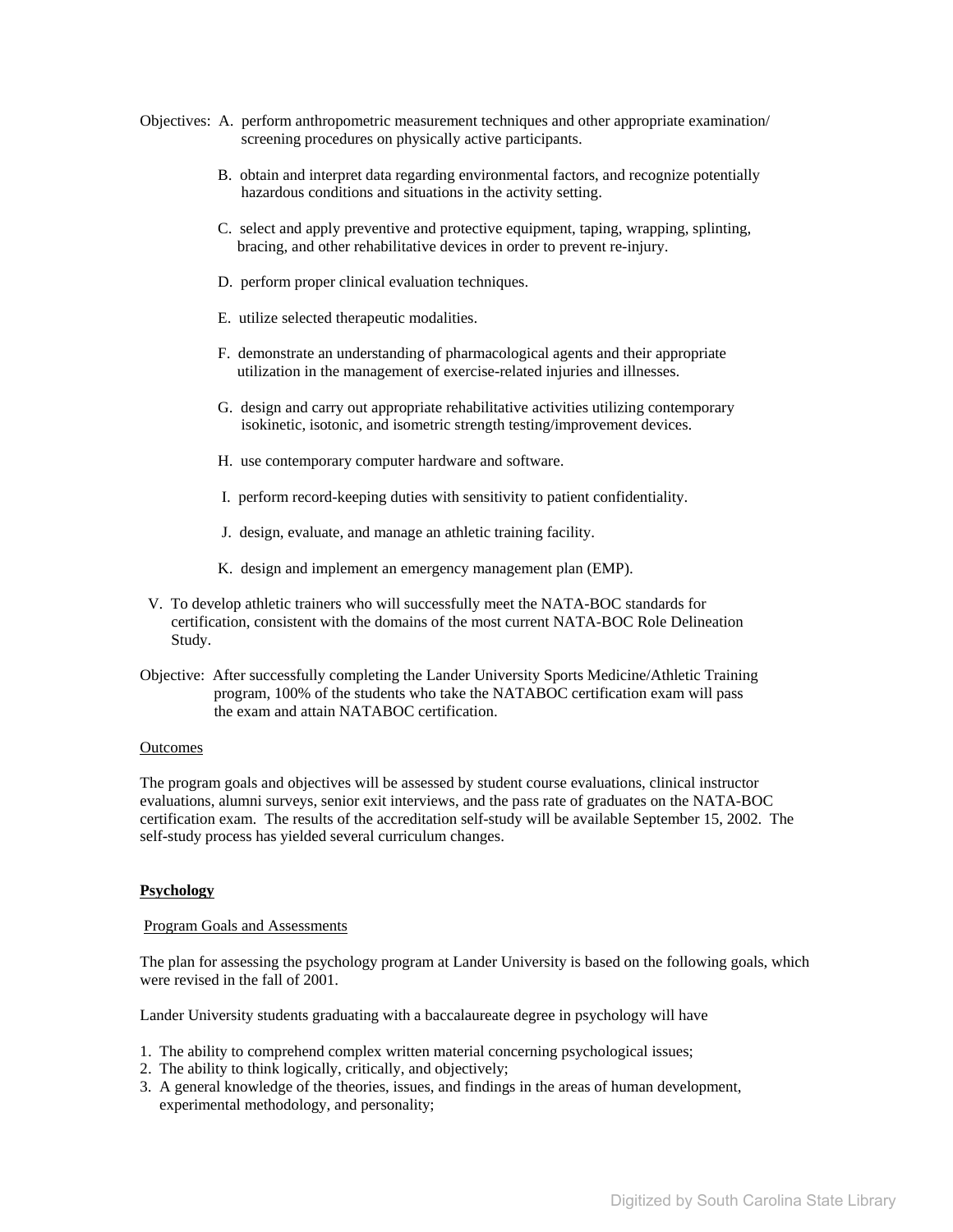Objectives: A. perform anthropometric measurement techniques and other appropriate examination/ screening procedures on physically active participants.

B. obtain and interpret data regarding environmental factors, and recognize potentially hazardous conditions and situations in the activity setting.

C. select and apply preventive and protective equipment, taping, wrapping, splinting, bracing, and other rehabilitative devices in order to prevent re-injury.

D. perform proper clinical evaluation techniques.

E. utilize selected therapeutic modalities.

F. demonstrate an understanding of pharmacological agents and their appropriate utilization in the management of exercise-related injuries and illnesses.

G. design and carry out appropriate rehabilitative activities utilizing contemporary isokinetic, isotonic, and isometric strength testing/improvement devices.

H. use contemporary computer hardware and software.

I. perform record-keeping duties with sensitivity to patient confidentiality.

J. design, evaluate, and manage an athletic training facility.

K. design and implement an emergency management plan (EMP).

V. To develop athletic trainers who will successfully meet the NATA-BOC standards for certification, consistent with the domains of the most current NATA-BOC Role Delineation Study.

Objective: After successfully completing the Lander University Sports Medicine/Athletic Training program, 100% of the students who take the NATABOC certification exam will pass the exam and attain NATABOC certification.

Outcomes

The program goals and objectives will be assessed by student course evaluations, clinical instructor evaluations, alumni surveys, senior exit interviews, and the pass rate of graduates on the NATA-BOC certification exam. The results of the accreditation self-study will be available September 15, 2002. The self-study process has yielded several curriculum changes.

**Psychology**

Program Goals and Assessments

The plan for assessing the psychology program at Lander University is based on the following goals, which were revised in the fall of 2001.

Lander University students graduating with a baccalaureate degree in psychology will have

1. The ability to comprehend complex written material concerning psychological issues;
2. The ability to think logically, critically, and objectively;
3. A general knowledge of the theories, issues, and findings in the areas of human development, experimental methodology, and personality;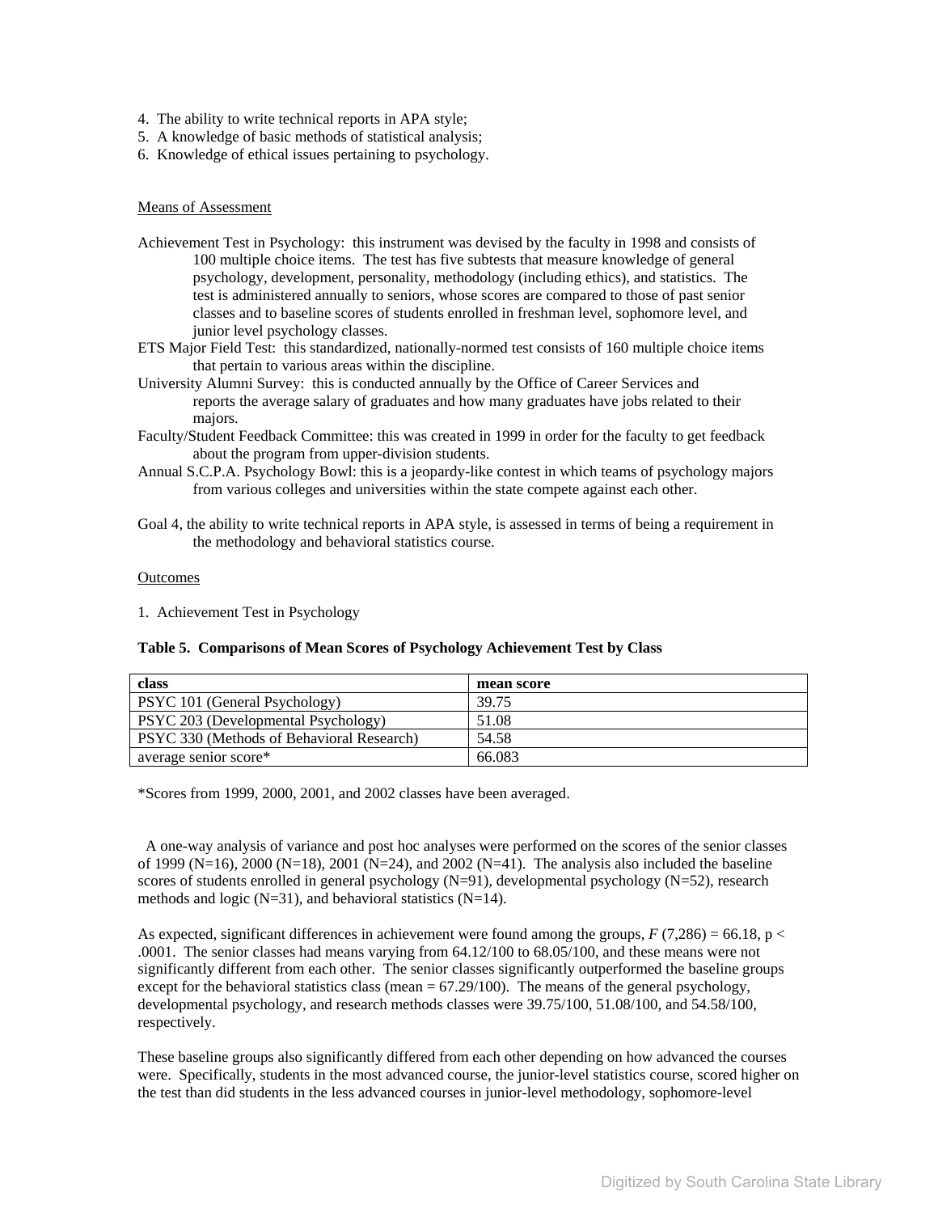4. The ability to write technical reports in APA style;
5. A knowledge of basic methods of statistical analysis;
6. Knowledge of ethical issues pertaining to psychology.

Means of Assessment

Achievement Test in Psychology: this instrument was devised by the faculty in 1998 and consists of 100 multiple choice items. The test has five subtests that measure knowledge of general psychology, development, personality, methodology (including ethics), and statistics. The test is administered annually to seniors, whose scores are compared to those of past senior classes and to baseline scores of students enrolled in freshman level, sophomore level, and junior level psychology classes.

ETS Major Field Test: this standardized, nationally-normed test consists of 160 multiple choice items that pertain to various areas within the discipline.

University Alumni Survey: this is conducted annually by the Office of Career Services and reports the average salary of graduates and how many graduates have jobs related to their majors.

Faculty/Student Feedback Committee: this was created in 1999 in order for the faculty to get feedback about the program from upper-division students.

Annual S.C.P.A. Psychology Bowl: this is a jeopardy-like contest in which teams of psychology majors from various colleges and universities within the state compete against each other.

Goal 4, the ability to write technical reports in APA style, is assessed in terms of being a requirement in the methodology and behavioral statistics course.

Outcomes

1. Achievement Test in Psychology

**Table 5. Comparisons of Mean Scores of Psychology Achievement Test by Class**

| class | mean score |
|---|---|
| PSYC 101 (General Psychology) | 39.75 |
| PSYC 203 (Developmental Psychology) | 51.08 |
| PSYC 330 (Methods of Behavioral Research) | 54.58 |
| average senior score* | 66.083 |

*Scores from 1999, 2000, 2001, and 2002 classes have been averaged.

A one-way analysis of variance and post hoc analyses were performed on the scores of the senior classes of 1999 (N=16), 2000 (N=18), 2001 (N=24), and 2002 (N=41). The analysis also included the baseline scores of students enrolled in general psychology (N=91), developmental psychology (N=52), research methods and logic (N=31), and behavioral statistics (N=14).

As expected, significant differences in achievement were found among the groups, $F\ (7,286) = 66.18$, $p < .0001$. The senior classes had means varying from 64.12/100 to 68.05/100, and these means were not significantly different from each other. The senior classes significantly outperformed the baseline groups except for the behavioral statistics class (mean = 67.29/100). The means of the general psychology, developmental psychology, and research methods classes were 39.75/100, 51.08/100, and 54.58/100, respectively.

These baseline groups also significantly differed from each other depending on how advanced the courses were. Specifically, students in the most advanced course, the junior-level statistics course, scored higher on the test than did students in the less advanced courses in junior-level methodology, sophomore-level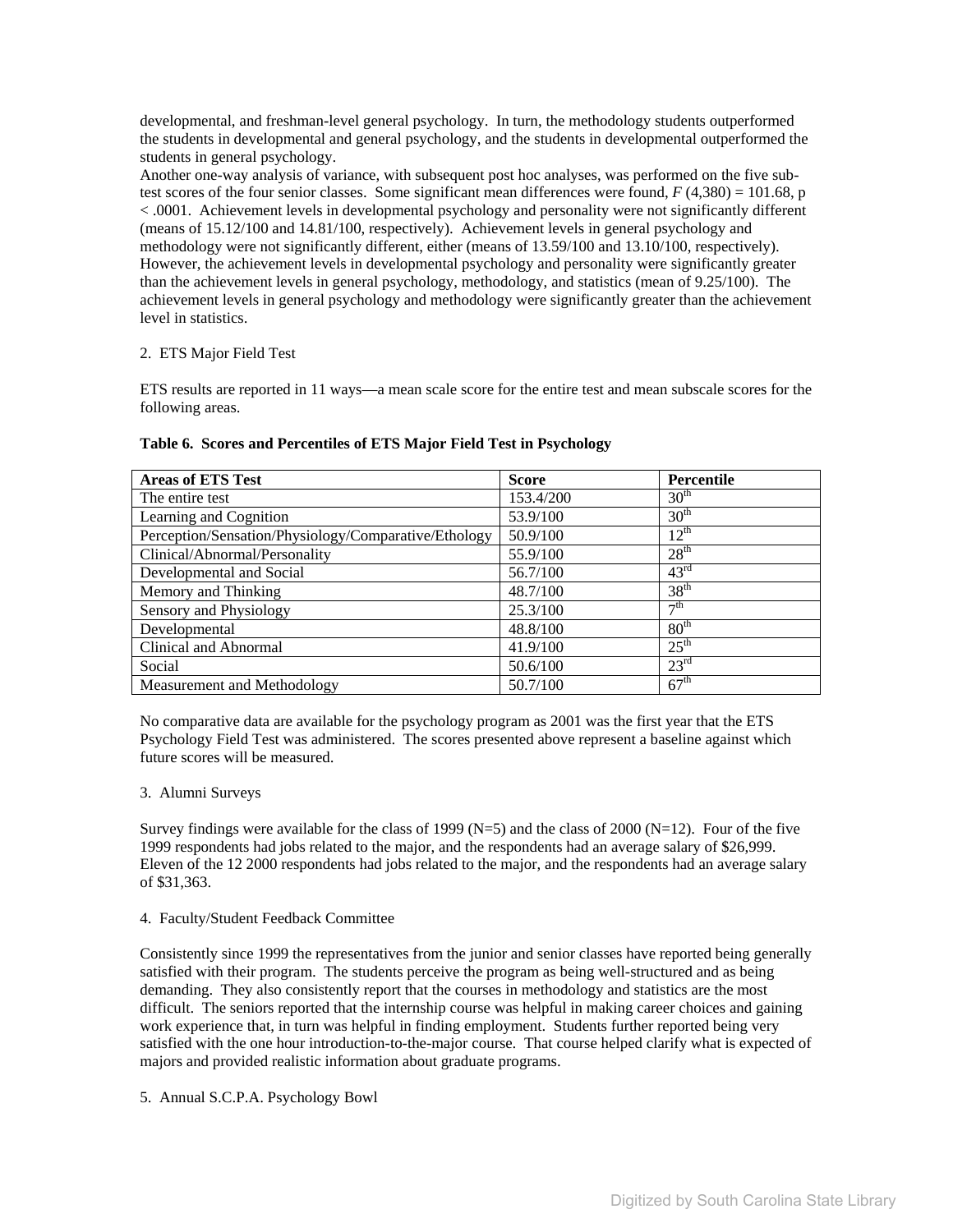developmental, and freshman-level general psychology. In turn, the methodology students outperformed the students in developmental and general psychology, and the students in developmental outperformed the students in general psychology.

Another one-way analysis of variance, with subsequent post hoc analyses, was performed on the five sub-test scores of the four senior classes. Some significant mean differences were found, $F(4,380) = 101.68$, $p < .0001$. Achievement levels in developmental psychology and personality were not significantly different (means of 15.12/100 and 14.81/100, respectively). Achievement levels in general psychology and methodology were not significantly different, either (means of 13.59/100 and 13.10/100, respectively). However, the achievement levels in developmental psychology and personality were significantly greater than the achievement levels in general psychology, methodology, and statistics (mean of 9.25/100). The achievement levels in general psychology and methodology were significantly greater than the achievement level in statistics.

2. ETS Major Field Test

ETS results are reported in 11 ways—a mean scale score for the entire test and mean subscale scores for the following areas.

**Table 6. Scores and Percentiles of ETS Major Field Test in Psychology**

| Areas of ETS Test | Score | Percentile |
|---|---|---|
| The entire test | 153.4/200 | 30th |
| Learning and Cognition | 53.9/100 | 30th |
| Perception/Sensation/Physiology/Comparative/Ethology | 50.9/100 | 12th |
| Clinical/Abnormal/Personality | 55.9/100 | 28th |
| Developmental and Social | 56.7/100 | 43rd |
| Memory and Thinking | 48.7/100 | 38th |
| Sensory and Physiology | 25.3/100 | 7th |
| Developmental | 48.8/100 | 80th |
| Clinical and Abnormal | 41.9/100 | 25th |
| Social | 50.6/100 | 23rd |
| Measurement and Methodology | 50.7/100 | 67th |

No comparative data are available for the psychology program as 2001 was the first year that the ETS Psychology Field Test was administered. The scores presented above represent a baseline against which future scores will be measured.

3. Alumni Surveys

Survey findings were available for the class of 1999 (N=5) and the class of 2000 (N=12). Four of the five 1999 respondents had jobs related to the major, and the respondents had an average salary of $26,999. Eleven of the 12 2000 respondents had jobs related to the major, and the respondents had an average salary of $31,363.

4. Faculty/Student Feedback Committee

Consistently since 1999 the representatives from the junior and senior classes have reported being generally satisfied with their program. The students perceive the program as being well-structured and as being demanding. They also consistently report that the courses in methodology and statistics are the most difficult. The seniors reported that the internship course was helpful in making career choices and gaining work experience that, in turn was helpful in finding employment. Students further reported being very satisfied with the one hour introduction-to-the-major course. That course helped clarify what is expected of majors and provided realistic information about graduate programs.

5. Annual S.C.P.A. Psychology Bowl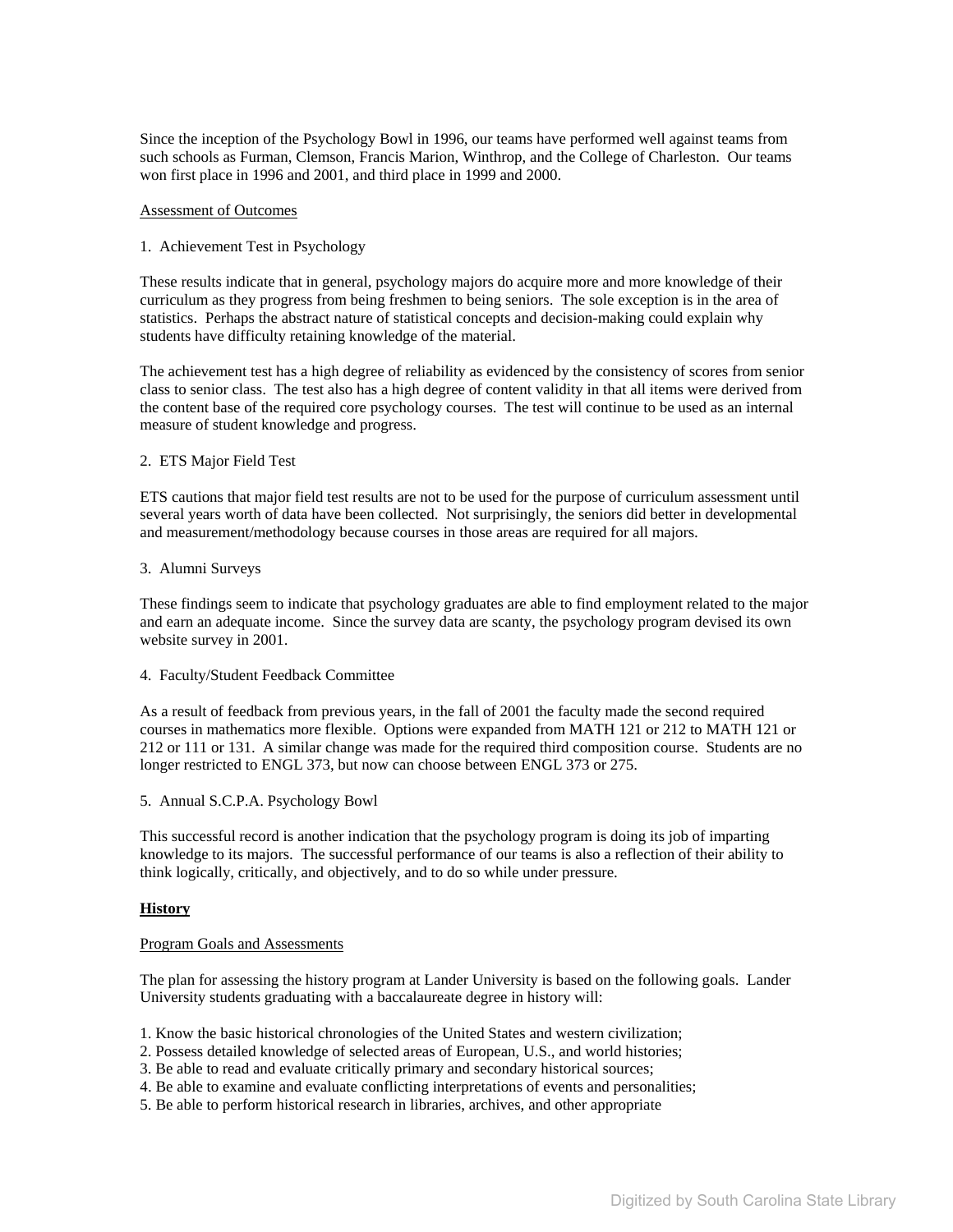Since the inception of the Psychology Bowl in 1996, our teams have performed well against teams from such schools as Furman, Clemson, Francis Marion, Winthrop, and the College of Charleston. Our teams won first place in 1996 and 2001, and third place in 1999 and 2000.

Assessment of Outcomes

1. Achievement Test in Psychology

These results indicate that in general, psychology majors do acquire more and more knowledge of their curriculum as they progress from being freshmen to being seniors. The sole exception is in the area of statistics. Perhaps the abstract nature of statistical concepts and decision-making could explain why students have difficulty retaining knowledge of the material.

The achievement test has a high degree of reliability as evidenced by the consistency of scores from senior class to senior class. The test also has a high degree of content validity in that all items were derived from the content base of the required core psychology courses. The test will continue to be used as an internal measure of student knowledge and progress.

2. ETS Major Field Test

ETS cautions that major field test results are not to be used for the purpose of curriculum assessment until several years worth of data have been collected. Not surprisingly, the seniors did better in developmental and measurement/methodology because courses in those areas are required for all majors.

3. Alumni Surveys

These findings seem to indicate that psychology graduates are able to find employment related to the major and earn an adequate income. Since the survey data are scanty, the psychology program devised its own website survey in 2001.

4. Faculty/Student Feedback Committee

As a result of feedback from previous years, in the fall of 2001 the faculty made the second required courses in mathematics more flexible. Options were expanded from MATH 121 or 212 to MATH 121 or 212 or 111 or 131. A similar change was made for the required third composition course. Students are no longer restricted to ENGL 373, but now can choose between ENGL 373 or 275.

5. Annual S.C.P.A. Psychology Bowl

This successful record is another indication that the psychology program is doing its job of imparting knowledge to its majors. The successful performance of our teams is also a reflection of their ability to think logically, critically, and objectively, and to do so while under pressure.

## History

Program Goals and Assessments

The plan for assessing the history program at Lander University is based on the following goals. Lander University students graduating with a baccalaureate degree in history will:

1. Know the basic historical chronologies of the United States and western civilization;
2. Possess detailed knowledge of selected areas of European, U.S., and world histories;
3. Be able to read and evaluate critically primary and secondary historical sources;
4. Be able to examine and evaluate conflicting interpretations of events and personalities;
5. Be able to perform historical research in libraries, archives, and other appropriate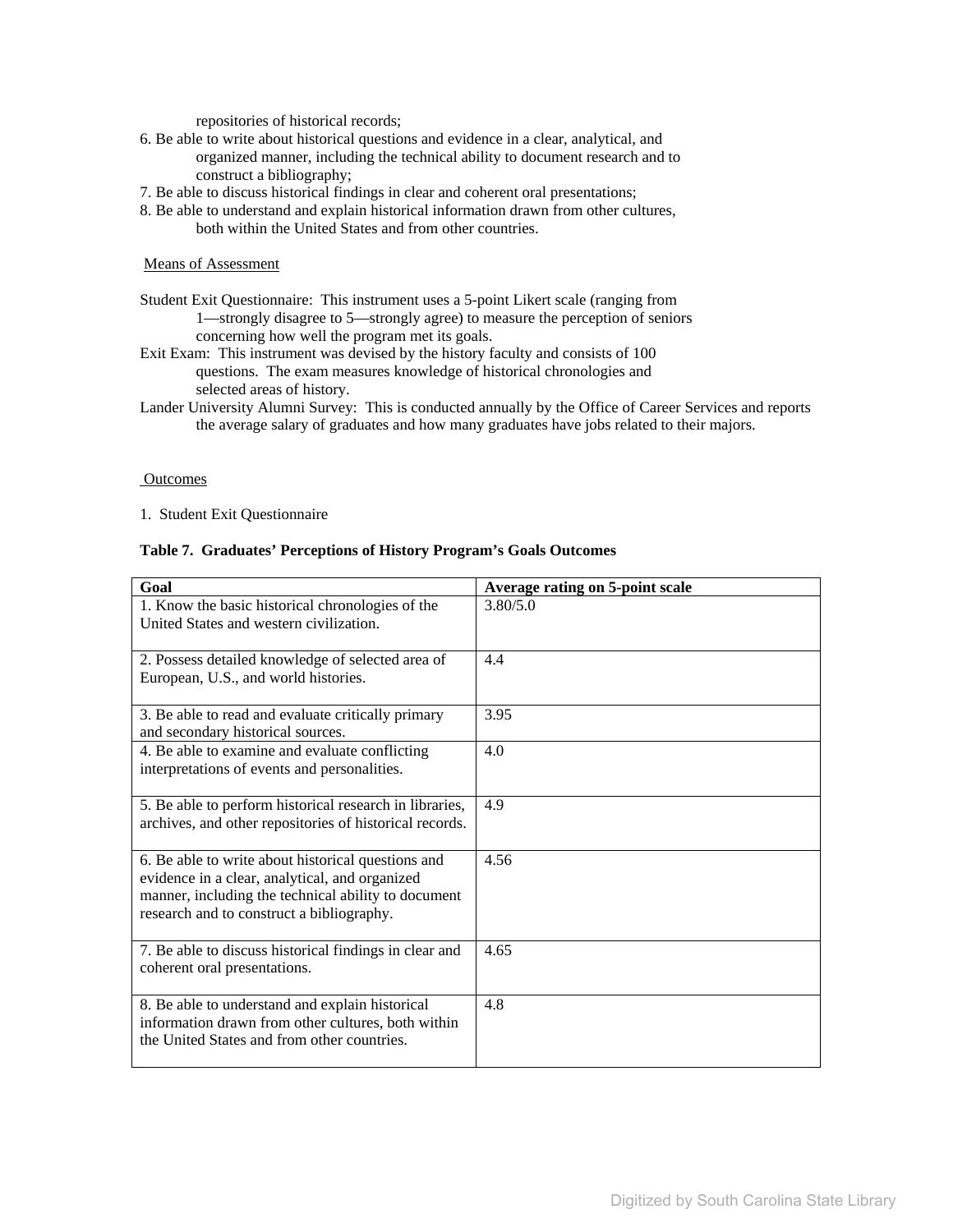repositories of historical records;

6. Be able to write about historical questions and evidence in a clear, analytical, and organized manner, including the technical ability to document research and to construct a bibliography;
7. Be able to discuss historical findings in clear and coherent oral presentations;
8. Be able to understand and explain historical information drawn from other cultures, both within the United States and from other countries.

Means of Assessment

Student Exit Questionnaire: This instrument uses a 5-point Likert scale (ranging from 1—strongly disagree to 5—strongly agree) to measure the perception of seniors concerning how well the program met its goals.

Exit Exam: This instrument was devised by the history faculty and consists of 100 questions. The exam measures knowledge of historical chronologies and selected areas of history.

Lander University Alumni Survey: This is conducted annually by the Office of Career Services and reports the average salary of graduates and how many graduates have jobs related to their majors.

Outcomes

1. Student Exit Questionnaire

**Table 7. Graduates' Perceptions of History Program's Goals Outcomes**

| Goal | Average rating on 5-point scale |
|---|---|
| 1. Know the basic historical chronologies of the United States and western civilization. | 3.80/5.0 |
| 2. Possess detailed knowledge of selected area of European, U.S., and world histories. | 4.4 |
| 3. Be able to read and evaluate critically primary and secondary historical sources. | 3.95 |
| 4. Be able to examine and evaluate conflicting interpretations of events and personalities. | 4.0 |
| 5. Be able to perform historical research in libraries, archives, and other repositories of historical records. | 4.9 |
| 6. Be able to write about historical questions and evidence in a clear, analytical, and organized manner, including the technical ability to document research and to construct a bibliography. | 4.56 |
| 7. Be able to discuss historical findings in clear and coherent oral presentations. | 4.65 |
| 8. Be able to understand and explain historical information drawn from other cultures, both within the United States and from other countries. | 4.8 |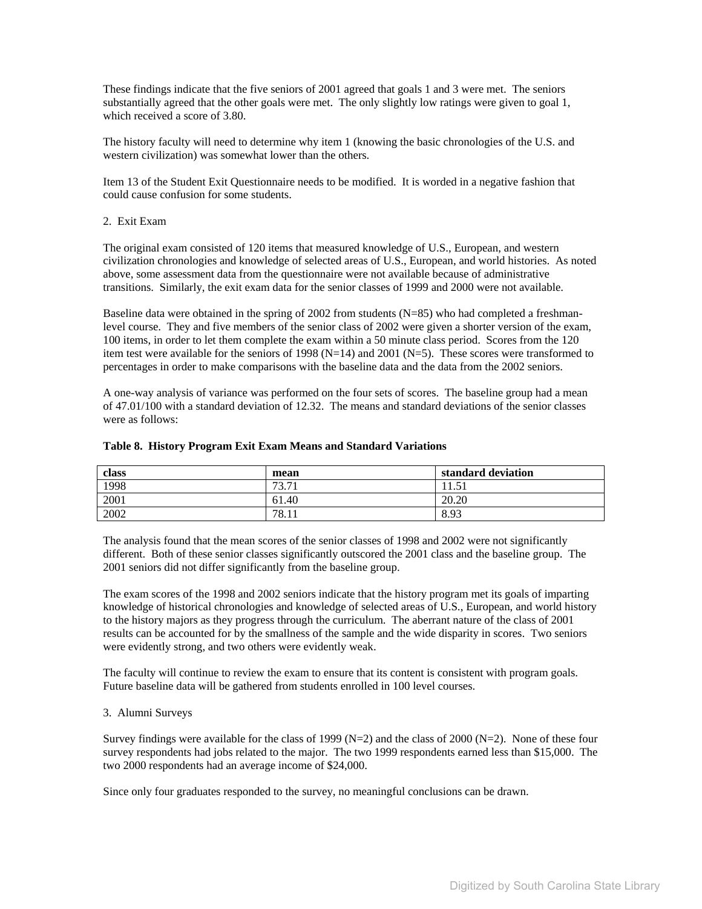These findings indicate that the five seniors of 2001 agreed that goals 1 and 3 were met. The seniors substantially agreed that the other goals were met. The only slightly low ratings were given to goal 1, which received a score of 3.80.

The history faculty will need to determine why item 1 (knowing the basic chronologies of the U.S. and western civilization) was somewhat lower than the others.

Item 13 of the Student Exit Questionnaire needs to be modified. It is worded in a negative fashion that could cause confusion for some students.

2. Exit Exam

The original exam consisted of 120 items that measured knowledge of U.S., European, and western civilization chronologies and knowledge of selected areas of U.S., European, and world histories. As noted above, some assessment data from the questionnaire were not available because of administrative transitions. Similarly, the exit exam data for the senior classes of 1999 and 2000 were not available.

Baseline data were obtained in the spring of 2002 from students (N=85) who had completed a freshman-level course. They and five members of the senior class of 2002 were given a shorter version of the exam, 100 items, in order to let them complete the exam within a 50 minute class period. Scores from the 120 item test were available for the seniors of 1998 (N=14) and 2001 (N=5). These scores were transformed to percentages in order to make comparisons with the baseline data and the data from the 2002 seniors.

A one-way analysis of variance was performed on the four sets of scores. The baseline group had a mean of 47.01/100 with a standard deviation of 12.32. The means and standard deviations of the senior classes were as follows:

**Table 8. History Program Exit Exam Means and Standard Variations**

| class | mean | standard deviation |
|---|---|---|
| 1998 | 73.71 | 11.51 |
| 2001 | 61.40 | 20.20 |
| 2002 | 78.11 | 8.93 |

The analysis found that the mean scores of the senior classes of 1998 and 2002 were not significantly different. Both of these senior classes significantly outscored the 2001 class and the baseline group. The 2001 seniors did not differ significantly from the baseline group.

The exam scores of the 1998 and 2002 seniors indicate that the history program met its goals of imparting knowledge of historical chronologies and knowledge of selected areas of U.S., European, and world history to the history majors as they progress through the curriculum. The aberrant nature of the class of 2001 results can be accounted for by the smallness of the sample and the wide disparity in scores. Two seniors were evidently strong, and two others were evidently weak.

The faculty will continue to review the exam to ensure that its content is consistent with program goals. Future baseline data will be gathered from students enrolled in 100 level courses.

3. Alumni Surveys

Survey findings were available for the class of 1999 (N=2) and the class of 2000 (N=2). None of these four survey respondents had jobs related to the major. The two 1999 respondents earned less than $15,000. The two 2000 respondents had an average income of $24,000.

Since only four graduates responded to the survey, no meaningful conclusions can be drawn.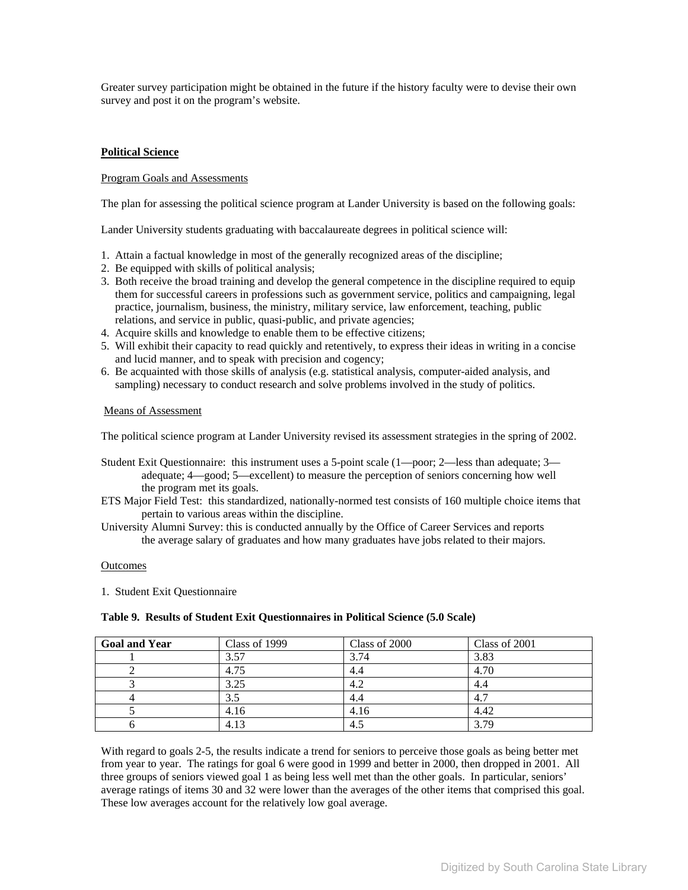Greater survey participation might be obtained in the future if the history faculty were to devise their own survey and post it on the program's website.

## Political Science

### Program Goals and Assessments

The plan for assessing the political science program at Lander University is based on the following goals:

Lander University students graduating with baccalaureate degrees in political science will:

1. Attain a factual knowledge in most of the generally recognized areas of the discipline;
2. Be equipped with skills of political analysis;
3. Both receive the broad training and develop the general competence in the discipline required to equip them for successful careers in professions such as government service, politics and campaigning, legal practice, journalism, business, the ministry, military service, law enforcement, teaching, public relations, and service in public, quasi-public, and private agencies;
4. Acquire skills and knowledge to enable them to be effective citizens;
5. Will exhibit their capacity to read quickly and retentively, to express their ideas in writing in a concise and lucid manner, and to speak with precision and cogency;
6. Be acquainted with those skills of analysis (e.g. statistical analysis, computer-aided analysis, and sampling) necessary to conduct research and solve problems involved in the study of politics.

### Means of Assessment

The political science program at Lander University revised its assessment strategies in the spring of 2002.

Student Exit Questionnaire: this instrument uses a 5-point scale (1—poor; 2—less than adequate; 3—adequate; 4—good; 5—excellent) to measure the perception of seniors concerning how well the program met its goals.

ETS Major Field Test: this standardized, nationally-normed test consists of 160 multiple choice items that pertain to various areas within the discipline.

University Alumni Survey: this is conducted annually by the Office of Career Services and reports the average salary of graduates and how many graduates have jobs related to their majors.

### Outcomes

1. Student Exit Questionnaire

**Table 9. Results of Student Exit Questionnaires in Political Science (5.0 Scale)**

| Goal and Year | Class of 1999 | Class of 2000 | Class of 2001 |
|---|---|---|---|
| 1 | 3.57 | 3.74 | 3.83 |
| 2 | 4.75 | 4.4 | 4.70 |
| 3 | 3.25 | 4.2 | 4.4 |
| 4 | 3.5 | 4.4 | 4.7 |
| 5 | 4.16 | 4.16 | 4.42 |
| 6 | 4.13 | 4.5 | 3.79 |

With regard to goals 2-5, the results indicate a trend for seniors to perceive those goals as being better met from year to year. The ratings for goal 6 were good in 1999 and better in 2000, then dropped in 2001. All three groups of seniors viewed goal 1 as being less well met than the other goals. In particular, seniors' average ratings of items 30 and 32 were lower than the averages of the other items that comprised this goal. These low averages account for the relatively low goal average.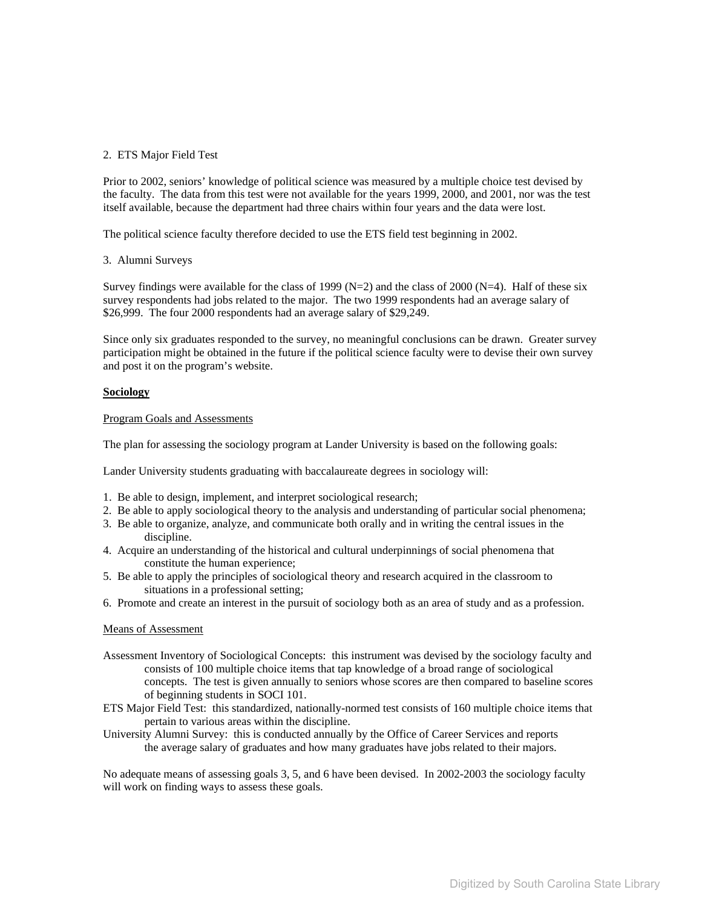2. ETS Major Field Test

Prior to 2002, seniors' knowledge of political science was measured by a multiple choice test devised by the faculty. The data from this test were not available for the years 1999, 2000, and 2001, nor was the test itself available, because the department had three chairs within four years and the data were lost.

The political science faculty therefore decided to use the ETS field test beginning in 2002.

3. Alumni Surveys

Survey findings were available for the class of 1999 (N=2) and the class of 2000 (N=4). Half of these six survey respondents had jobs related to the major. The two 1999 respondents had an average salary of $26,999. The four 2000 respondents had an average salary of $29,249.

Since only six graduates responded to the survey, no meaningful conclusions can be drawn. Greater survey participation might be obtained in the future if the political science faculty were to devise their own survey and post it on the program's website.

## Sociology

### Program Goals and Assessments

The plan for assessing the sociology program at Lander University is based on the following goals:

Lander University students graduating with baccalaureate degrees in sociology will:

1. Be able to design, implement, and interpret sociological research;
2. Be able to apply sociological theory to the analysis and understanding of particular social phenomena;
3. Be able to organize, analyze, and communicate both orally and in writing the central issues in the discipline.
4. Acquire an understanding of the historical and cultural underpinnings of social phenomena that constitute the human experience;
5. Be able to apply the principles of sociological theory and research acquired in the classroom to situations in a professional setting;
6. Promote and create an interest in the pursuit of sociology both as an area of study and as a profession.

### Means of Assessment

Assessment Inventory of Sociological Concepts: this instrument was devised by the sociology faculty and consists of 100 multiple choice items that tap knowledge of a broad range of sociological concepts. The test is given annually to seniors whose scores are then compared to baseline scores of beginning students in SOCI 101.

ETS Major Field Test: this standardized, nationally-normed test consists of 160 multiple choice items that pertain to various areas within the discipline.

University Alumni Survey: this is conducted annually by the Office of Career Services and reports the average salary of graduates and how many graduates have jobs related to their majors.

No adequate means of assessing goals 3, 5, and 6 have been devised. In 2002-2003 the sociology faculty will work on finding ways to assess these goals.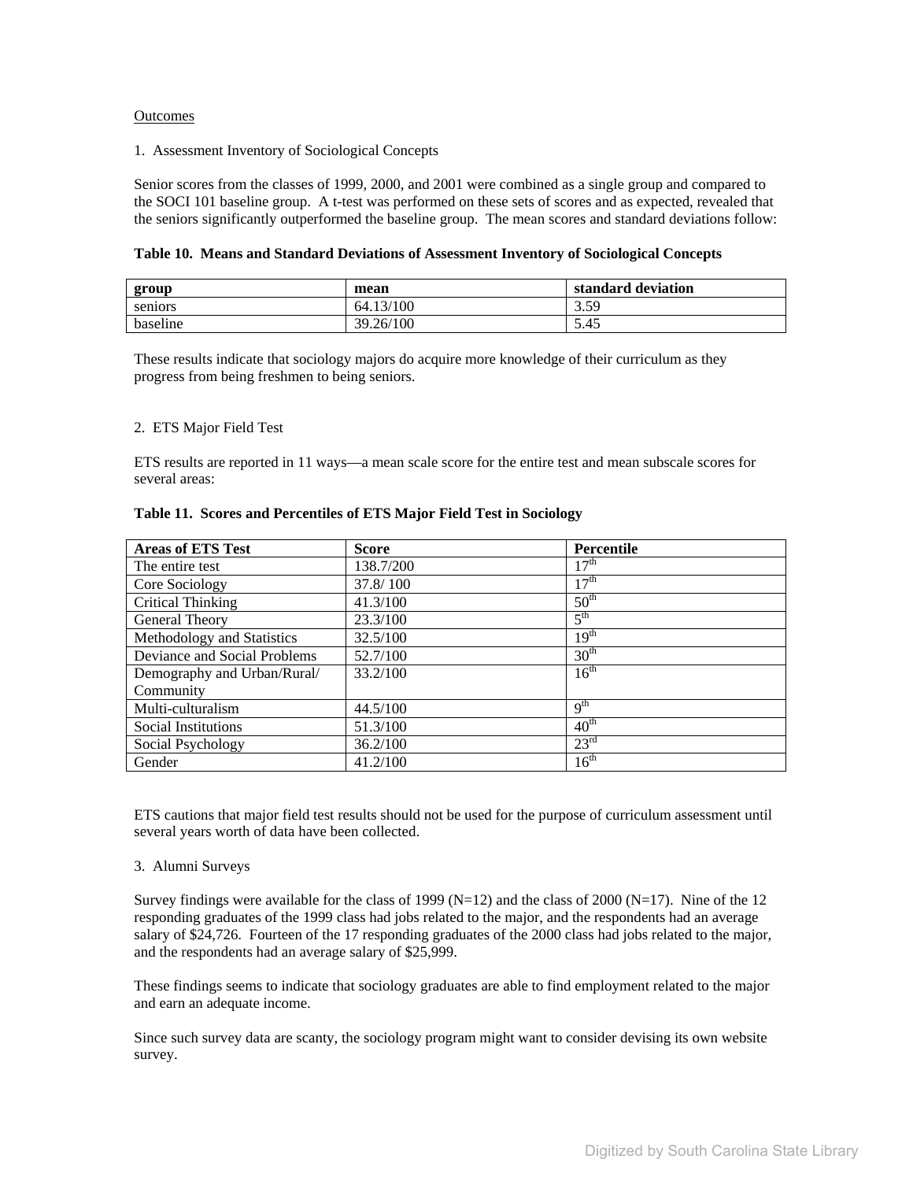Outcomes

1. Assessment Inventory of Sociological Concepts

Senior scores from the classes of 1999, 2000, and 2001 were combined as a single group and compared to the SOCI 101 baseline group. A t-test was performed on these sets of scores and as expected, revealed that the seniors significantly outperformed the baseline group. The mean scores and standard deviations follow:

**Table 10. Means and Standard Deviations of Assessment Inventory of Sociological Concepts**

| group | mean | standard deviation |
|---|---|---|
| seniors | 64.13/100 | 3.59 |
| baseline | 39.26/100 | 5.45 |

These results indicate that sociology majors do acquire more knowledge of their curriculum as they progress from being freshmen to being seniors.

2. ETS Major Field Test

ETS results are reported in 11 ways—a mean scale score for the entire test and mean subscale scores for several areas:

**Table 11. Scores and Percentiles of ETS Major Field Test in Sociology**

| Areas of ETS Test | Score | Percentile |
|---|---|---|
| The entire test | 138.7/200 | 17th |
| Core Sociology | 37.8/ 100 | 17th |
| Critical Thinking | 41.3/100 | 50th |
| General Theory | 23.3/100 | 5th |
| Methodology and Statistics | 32.5/100 | 19th |
| Deviance and Social Problems | 52.7/100 | 30th |
| Demography and Urban/Rural/ Community | 33.2/100 | 16th |
| Multi-culturalism | 44.5/100 | 9th |
| Social Institutions | 51.3/100 | 40th |
| Social Psychology | 36.2/100 | 23rd |
| Gender | 41.2/100 | 16th |

ETS cautions that major field test results should not be used for the purpose of curriculum assessment until several years worth of data have been collected.

3. Alumni Surveys

Survey findings were available for the class of 1999 (N=12) and the class of 2000 (N=17). Nine of the 12 responding graduates of the 1999 class had jobs related to the major, and the respondents had an average salary of $24,726. Fourteen of the 17 responding graduates of the 2000 class had jobs related to the major, and the respondents had an average salary of $25,999.

These findings seems to indicate that sociology graduates are able to find employment related to the major and earn an adequate income.

Since such survey data are scanty, the sociology program might want to consider devising its own website survey.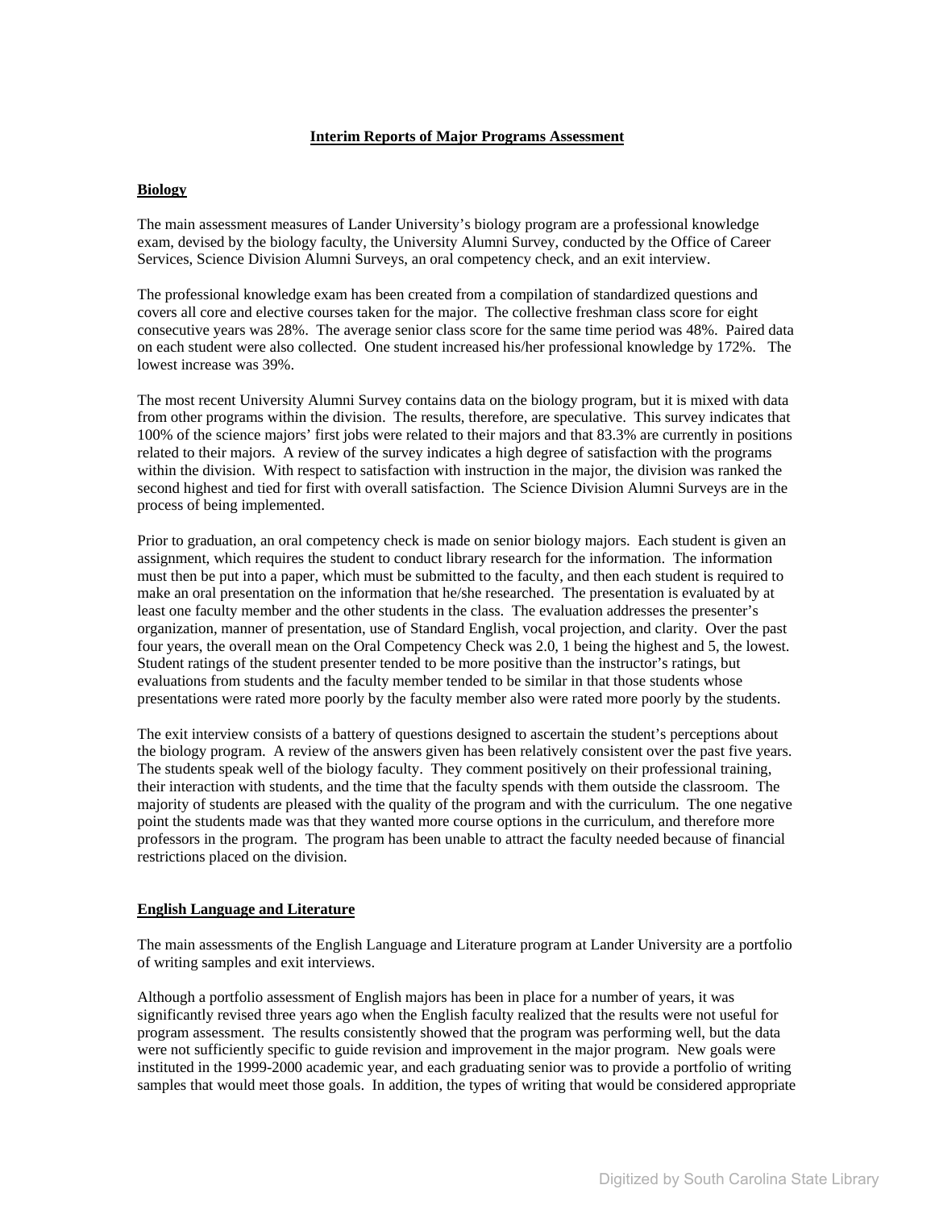## Interim Reports of Major Programs Assessment

### Biology

The main assessment measures of Lander University's biology program are a professional knowledge exam, devised by the biology faculty, the University Alumni Survey, conducted by the Office of Career Services, Science Division Alumni Surveys, an oral competency check, and an exit interview.

The professional knowledge exam has been created from a compilation of standardized questions and covers all core and elective courses taken for the major. The collective freshman class score for eight consecutive years was 28%. The average senior class score for the same time period was 48%. Paired data on each student were also collected. One student increased his/her professional knowledge by 172%. The lowest increase was 39%.

The most recent University Alumni Survey contains data on the biology program, but it is mixed with data from other programs within the division. The results, therefore, are speculative. This survey indicates that 100% of the science majors' first jobs were related to their majors and that 83.3% are currently in positions related to their majors. A review of the survey indicates a high degree of satisfaction with the programs within the division. With respect to satisfaction with instruction in the major, the division was ranked the second highest and tied for first with overall satisfaction. The Science Division Alumni Surveys are in the process of being implemented.

Prior to graduation, an oral competency check is made on senior biology majors. Each student is given an assignment, which requires the student to conduct library research for the information. The information must then be put into a paper, which must be submitted to the faculty, and then each student is required to make an oral presentation on the information that he/she researched. The presentation is evaluated by at least one faculty member and the other students in the class. The evaluation addresses the presenter's organization, manner of presentation, use of Standard English, vocal projection, and clarity. Over the past four years, the overall mean on the Oral Competency Check was 2.0, 1 being the highest and 5, the lowest. Student ratings of the student presenter tended to be more positive than the instructor's ratings, but evaluations from students and the faculty member tended to be similar in that those students whose presentations were rated more poorly by the faculty member also were rated more poorly by the students.

The exit interview consists of a battery of questions designed to ascertain the student's perceptions about the biology program. A review of the answers given has been relatively consistent over the past five years. The students speak well of the biology faculty. They comment positively on their professional training, their interaction with students, and the time that the faculty spends with them outside the classroom. The majority of students are pleased with the quality of the program and with the curriculum. The one negative point the students made was that they wanted more course options in the curriculum, and therefore more professors in the program. The program has been unable to attract the faculty needed because of financial restrictions placed on the division.

### English Language and Literature

The main assessments of the English Language and Literature program at Lander University are a portfolio of writing samples and exit interviews.

Although a portfolio assessment of English majors has been in place for a number of years, it was significantly revised three years ago when the English faculty realized that the results were not useful for program assessment. The results consistently showed that the program was performing well, but the data were not sufficiently specific to guide revision and improvement in the major program. New goals were instituted in the 1999-2000 academic year, and each graduating senior was to provide a portfolio of writing samples that would meet those goals. In addition, the types of writing that would be considered appropriate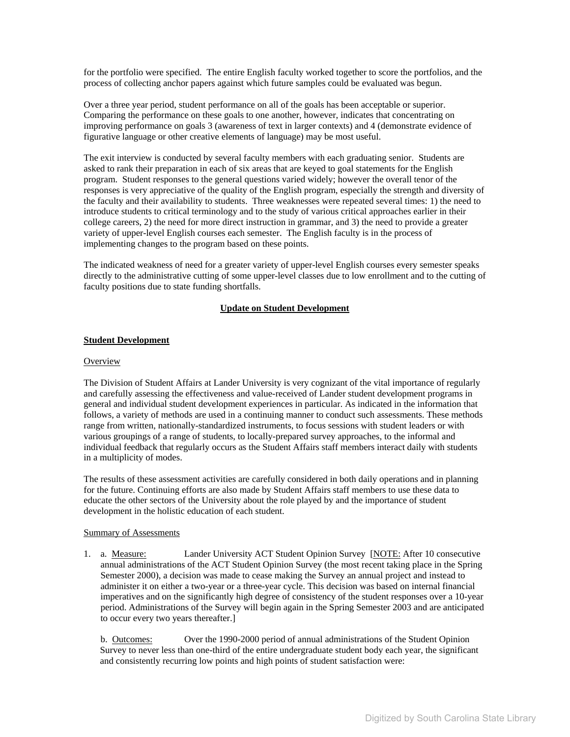for the portfolio were specified. The entire English faculty worked together to score the portfolios, and the process of collecting anchor papers against which future samples could be evaluated was begun.

Over a three year period, student performance on all of the goals has been acceptable or superior. Comparing the performance on these goals to one another, however, indicates that concentrating on improving performance on goals 3 (awareness of text in larger contexts) and 4 (demonstrate evidence of figurative language or other creative elements of language) may be most useful.

The exit interview is conducted by several faculty members with each graduating senior. Students are asked to rank their preparation in each of six areas that are keyed to goal statements for the English program. Student responses to the general questions varied widely; however the overall tenor of the responses is very appreciative of the quality of the English program, especially the strength and diversity of the faculty and their availability to students. Three weaknesses were repeated several times: 1) the need to introduce students to critical terminology and to the study of various critical approaches earlier in their college careers, 2) the need for more direct instruction in grammar, and 3) the need to provide a greater variety of upper-level English courses each semester. The English faculty is in the process of implementing changes to the program based on these points.

The indicated weakness of need for a greater variety of upper-level English courses every semester speaks directly to the administrative cutting of some upper-level classes due to low enrollment and to the cutting of faculty positions due to state funding shortfalls.

## Update on Student Development

### Student Development

Overview

The Division of Student Affairs at Lander University is very cognizant of the vital importance of regularly and carefully assessing the effectiveness and value-received of Lander student development programs in general and individual student development experiences in particular. As indicated in the information that follows, a variety of methods are used in a continuing manner to conduct such assessments. These methods range from written, nationally-standardized instruments, to focus sessions with student leaders or with various groupings of a range of students, to locally-prepared survey approaches, to the informal and individual feedback that regularly occurs as the Student Affairs staff members interact daily with students in a multiplicity of modes.

The results of these assessment activities are carefully considered in both daily operations and in planning for the future. Continuing efforts are also made by Student Affairs staff members to use these data to educate the other sectors of the University about the role played by and the importance of student development in the holistic education of each student.

Summary of Assessments

1. a. Measure: Lander University ACT Student Opinion Survey [NOTE: After 10 consecutive annual administrations of the ACT Student Opinion Survey (the most recent taking place in the Spring Semester 2000), a decision was made to cease making the Survey an annual project and instead to administer it on either a two-year or a three-year cycle. This decision was based on internal financial imperatives and on the significantly high degree of consistency of the student responses over a 10-year period. Administrations of the Survey will begin again in the Spring Semester 2003 and are anticipated to occur every two years thereafter.]

   b. Outcomes: Over the 1990-2000 period of annual administrations of the Student Opinion Survey to never less than one-third of the entire undergraduate student body each year, the significant and consistently recurring low points and high points of student satisfaction were: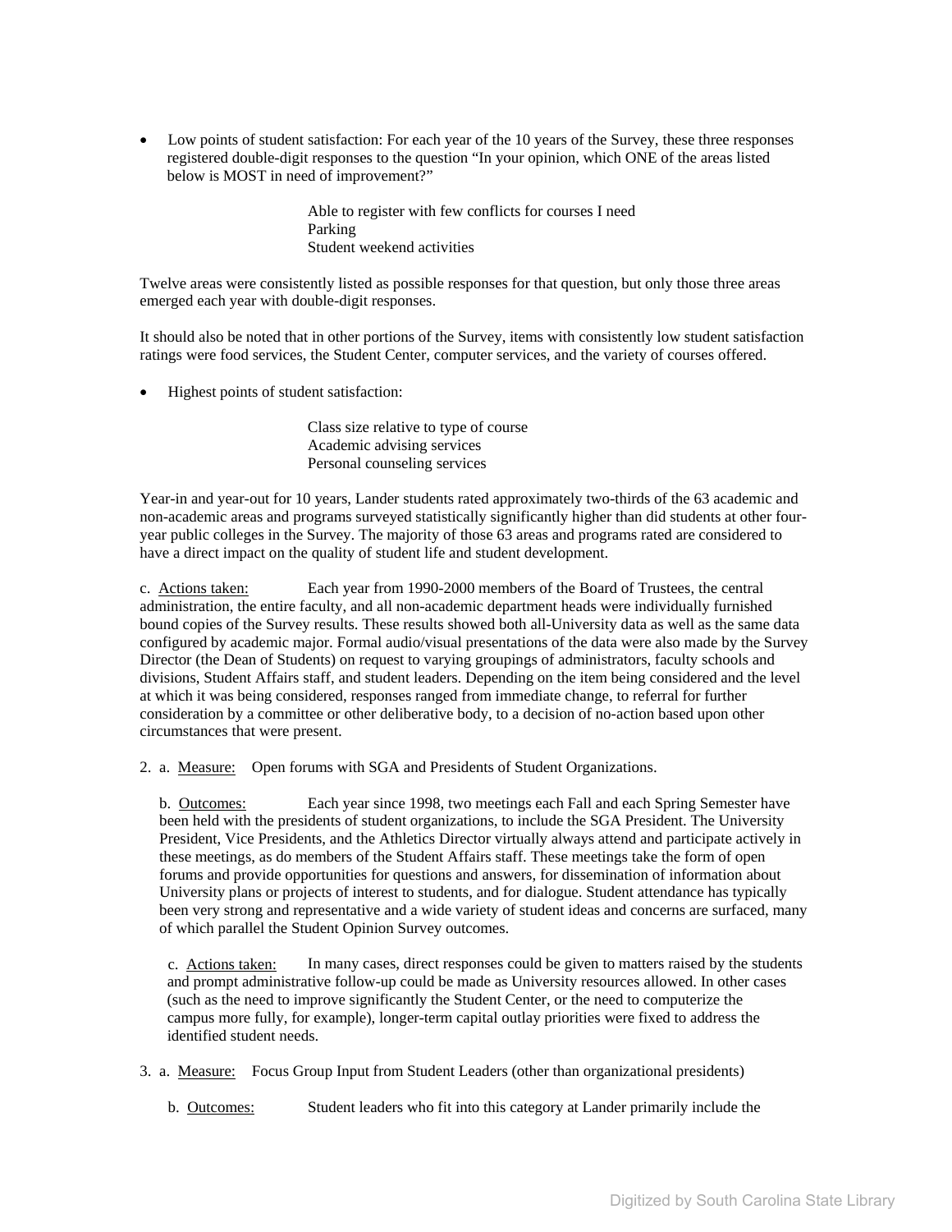- Low points of student satisfaction: For each year of the 10 years of the Survey, these three responses registered double-digit responses to the question "In your opinion, which ONE of the areas listed below is MOST in need of improvement?"

  Able to register with few conflicts for courses I need
  Parking
  Student weekend activities

Twelve areas were consistently listed as possible responses for that question, but only those three areas emerged each year with double-digit responses.

It should also be noted that in other portions of the Survey, items with consistently low student satisfaction ratings were food services, the Student Center, computer services, and the variety of courses offered.

- Highest points of student satisfaction:

  Class size relative to type of course
  Academic advising services
  Personal counseling services

Year-in and year-out for 10 years, Lander students rated approximately two-thirds of the 63 academic and non-academic areas and programs surveyed statistically significantly higher than did students at other four-year public colleges in the Survey. The majority of those 63 areas and programs rated are considered to have a direct impact on the quality of student life and student development.

c. Actions taken: Each year from 1990-2000 members of the Board of Trustees, the central administration, the entire faculty, and all non-academic department heads were individually furnished bound copies of the Survey results. These results showed both all-University data as well as the same data configured by academic major. Formal audio/visual presentations of the data were also made by the Survey Director (the Dean of Students) on request to varying groupings of administrators, faculty schools and divisions, Student Affairs staff, and student leaders. Depending on the item being considered and the level at which it was being considered, responses ranged from immediate change, to referral for further consideration by a committee or other deliberative body, to a decision of no-action based upon other circumstances that were present.

2. a. Measure: Open forums with SGA and Presidents of Student Organizations.

   b. Outcomes: Each year since 1998, two meetings each Fall and each Spring Semester have been held with the presidents of student organizations, to include the SGA President. The University President, Vice Presidents, and the Athletics Director virtually always attend and participate actively in these meetings, as do members of the Student Affairs staff. These meetings take the form of open forums and provide opportunities for questions and answers, for dissemination of information about University plans or projects of interest to students, and for dialogue. Student attendance has typically been very strong and representative and a wide variety of student ideas and concerns are surfaced, many of which parallel the Student Opinion Survey outcomes.

   c. Actions taken: In many cases, direct responses could be given to matters raised by the students and prompt administrative follow-up could be made as University resources allowed. In other cases (such as the need to improve significantly the Student Center, or the need to computerize the campus more fully, for example), longer-term capital outlay priorities were fixed to address the identified student needs.

3. a. Measure: Focus Group Input from Student Leaders (other than organizational presidents)

   b. Outcomes: Student leaders who fit into this category at Lander primarily include the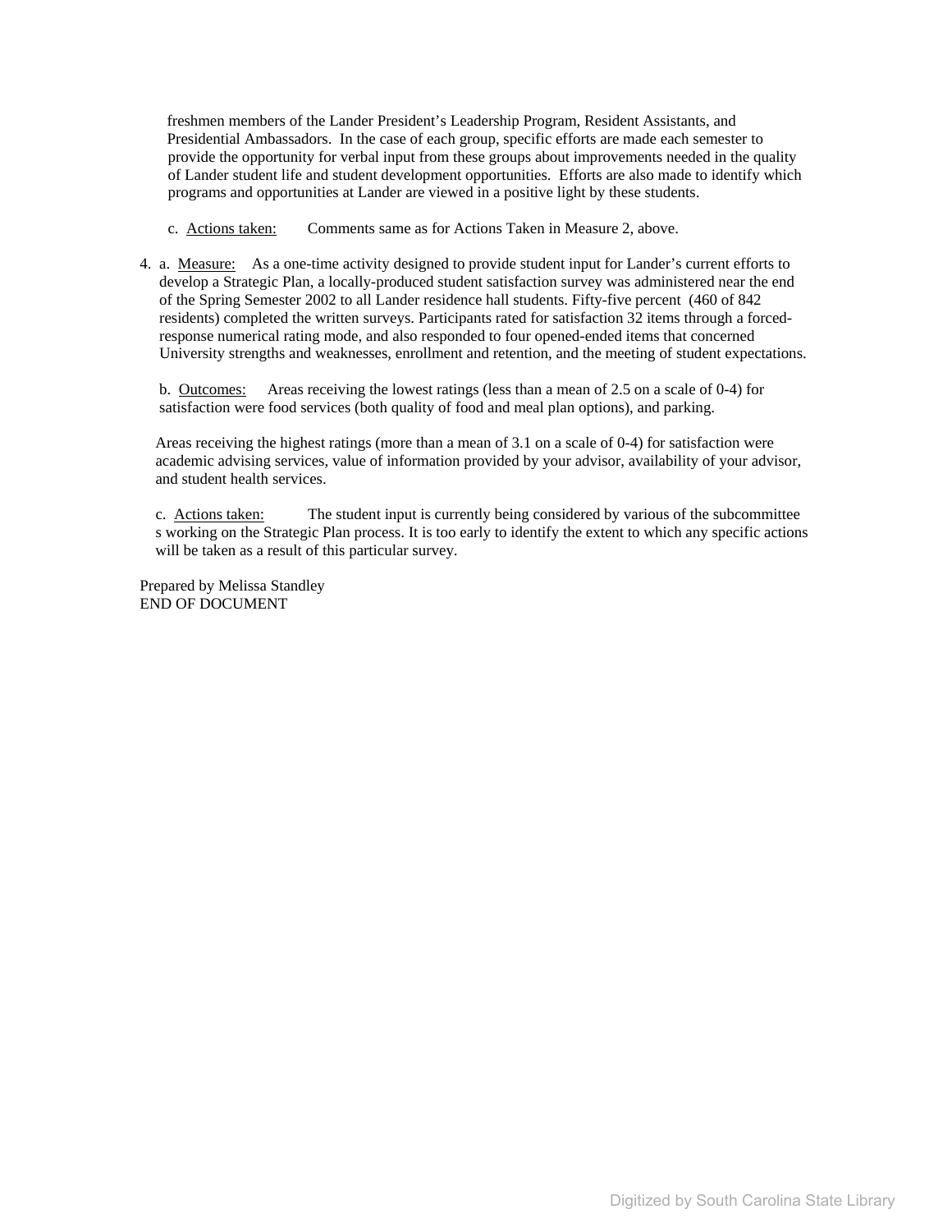freshmen members of the Lander President's Leadership Program, Resident Assistants, and Presidential Ambassadors. In the case of each group, specific efforts are made each semester to provide the opportunity for verbal input from these groups about improvements needed in the quality of Lander student life and student development opportunities. Efforts are also made to identify which programs and opportunities at Lander are viewed in a positive light by these students.

c. Actions taken: Comments same as for Actions Taken in Measure 2, above.

4. a. Measure: As a one-time activity designed to provide student input for Lander's current efforts to develop a Strategic Plan, a locally-produced student satisfaction survey was administered near the end of the Spring Semester 2002 to all Lander residence hall students. Fifty-five percent (460 of 842 residents) completed the written surveys. Participants rated for satisfaction 32 items through a forced-response numerical rating mode, and also responded to four opened-ended items that concerned University strengths and weaknesses, enrollment and retention, and the meeting of student expectations.

b. Outcomes: Areas receiving the lowest ratings (less than a mean of 2.5 on a scale of 0-4) for satisfaction were food services (both quality of food and meal plan options), and parking.

Areas receiving the highest ratings (more than a mean of 3.1 on a scale of 0-4) for satisfaction were academic advising services, value of information provided by your advisor, availability of your advisor, and student health services.

c. Actions taken: The student input is currently being considered by various of the subcommittees working on the Strategic Plan process. It is too early to identify the extent to which any specific actions will be taken as a result of this particular survey.

Prepared by Melissa Standley
END OF DOCUMENT